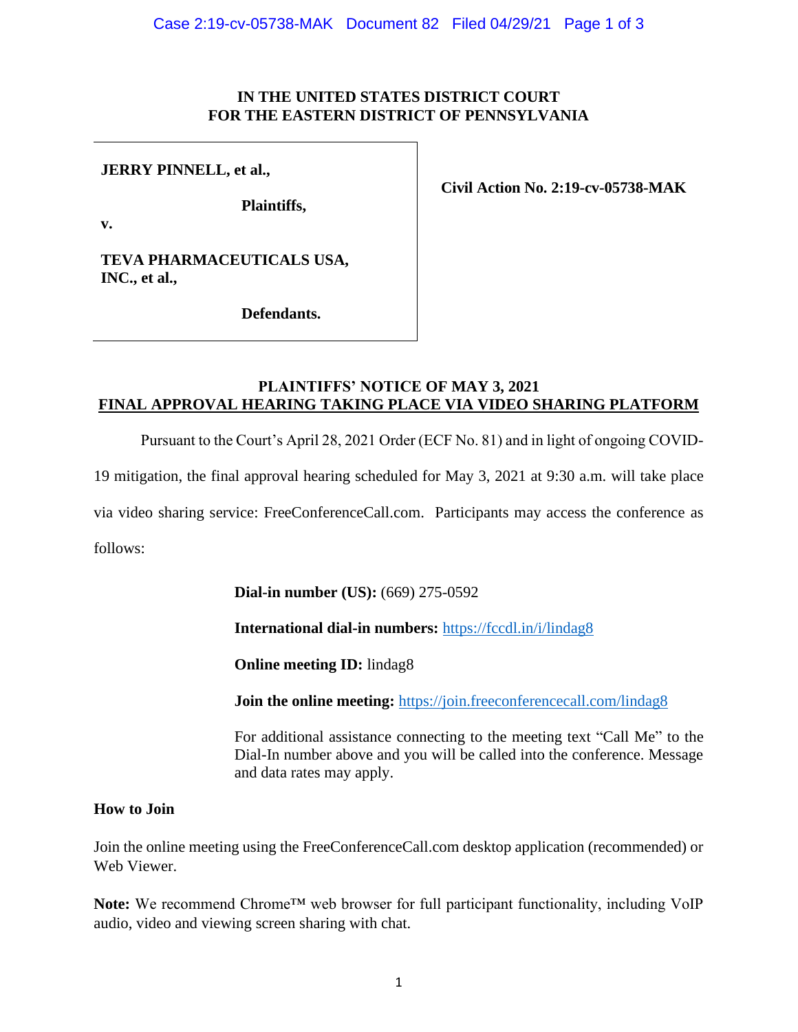# IN THE UNITED STATES DISTRICT COURT FOR THE EASTERN DISTRICT OF PENNSYLVANIA

**JERRY PINNELL, et al.,**

**Plaintiffs,**

**v.**

**TEVA PHARMACEUTICALS USA, INC., et al.,**

**Defendants.**

**Civil Action No. 2:19-cv-05738-MAK**

## PLAINTIFFS' NOTICE OF MAY 3, 2021 FINAL APPROVAL HEARING TAKING PLACE VIA VIDEO SHARING PLATFORM

Pursuant to the Court's April 28, 2021 Order (ECF No. 81) and in light of ongoing COVID-19 mitigation, the final approval hearing scheduled for May 3, 2021 at 9:30 a.m. will take place via video sharing service: FreeConferenceCall.com. Participants may access the conference as follows:

**Dial-in number (US):** (669) 275-0592

**International dial-in numbers:** https://fccdl.in/i/lindag8

**Online meeting ID:** lindag8

**Join the online meeting:** https://join.freeconferencecall.com/lindag8

For additional assistance connecting to the meeting text "Call Me" to the Dial-In number above and you will be called into the conference. Message and data rates may apply.

**How to Join**

Join the online meeting using the FreeConferenceCall.com desktop application (recommended) or Web Viewer.

**Note:** We recommend Chrome™ web browser for full participant functionality, including VoIP audio, video and viewing screen sharing with chat.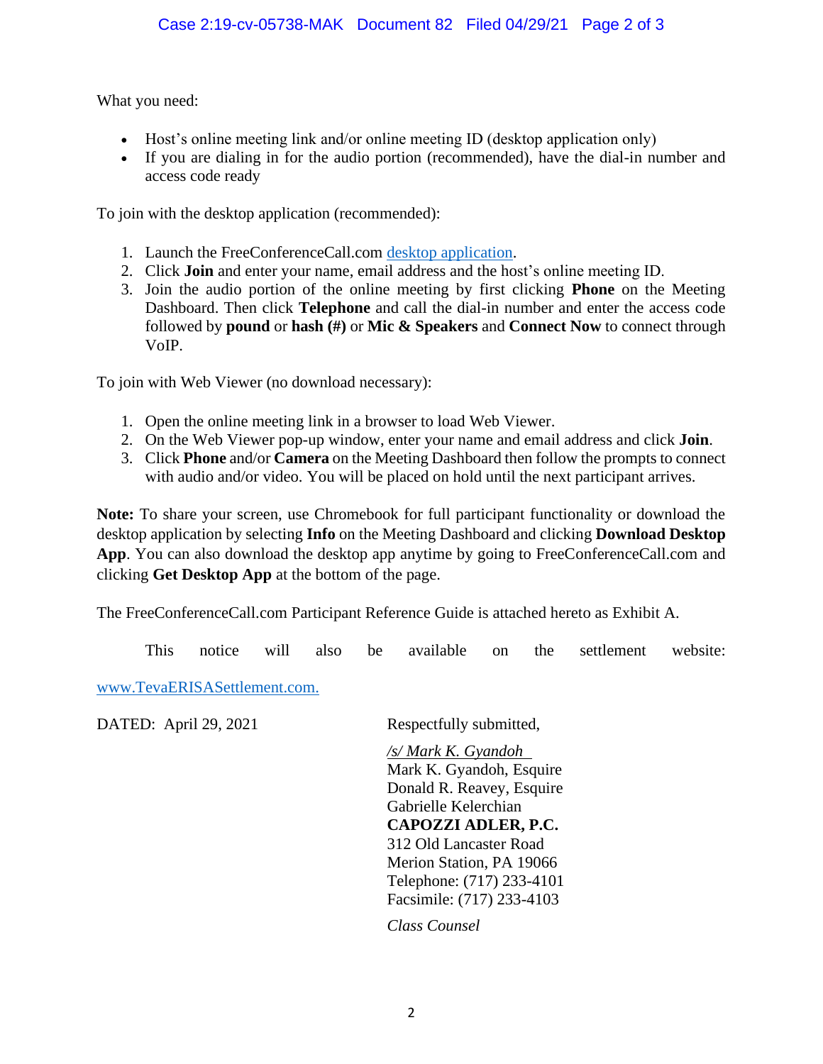What you need:

- Host's online meeting link and/or online meeting ID (desktop application only)
- If you are dialing in for the audio portion (recommended), have the dial-in number and access code ready

To join with the desktop application (recommended):

1. Launch the FreeConferenceCall.com desktop application.
2. Click **Join** and enter your name, email address and the host's online meeting ID.
3. Join the audio portion of the online meeting by first clicking **Phone** on the Meeting Dashboard. Then click **Telephone** and call the dial-in number and enter the access code followed by **pound** or **hash (#)** or **Mic & Speakers** and **Connect Now** to connect through VoIP.

To join with Web Viewer (no download necessary):

1. Open the online meeting link in a browser to load Web Viewer.
2. On the Web Viewer pop-up window, enter your name and email address and click **Join**.
3. Click **Phone** and/or **Camera** on the Meeting Dashboard then follow the prompts to connect with audio and/or video. You will be placed on hold until the next participant arrives.

**Note:** To share your screen, use Chromebook for full participant functionality or download the desktop application by selecting **Info** on the Meeting Dashboard and clicking **Download Desktop App**. You can also download the desktop app anytime by going to FreeConferenceCall.com and clicking **Get Desktop App** at the bottom of the page.

The FreeConferenceCall.com Participant Reference Guide is attached hereto as Exhibit A.

This notice will also be available on the settlement website: www.TevaERISASettlement.com.

DATED: April 29, 2021

Respectfully submitted,

*/s/ Mark K. Gyandoh*
Mark K. Gyandoh, Esquire
Donald R. Reavey, Esquire
Gabrielle Kelerchian
**CAPOZZI ADLER, P.C.**
312 Old Lancaster Road
Merion Station, PA 19066
Telephone: (717) 233-4101
Facsimile: (717) 233-4103

*Class Counsel*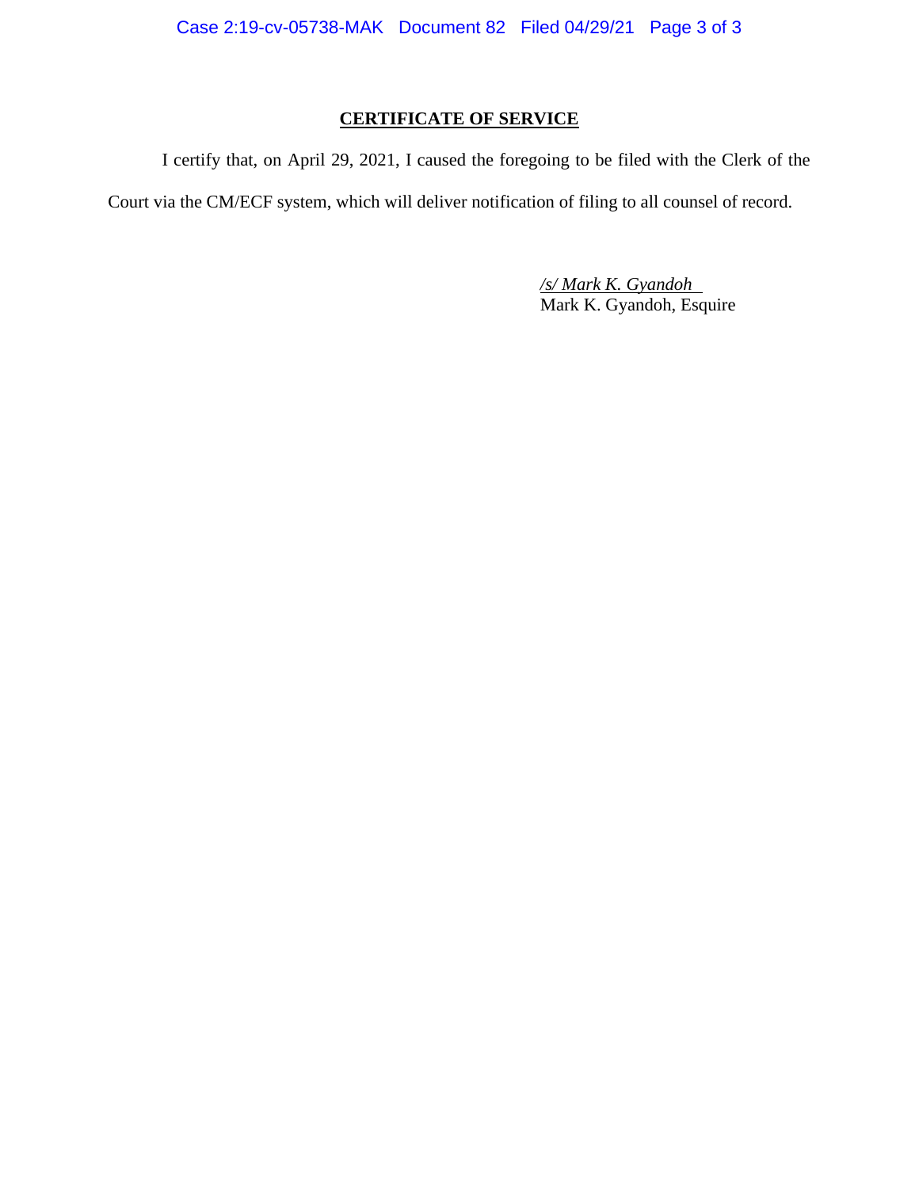**CERTIFICATE OF SERVICE**

I certify that, on April 29, 2021, I caused the foregoing to be filed with the Clerk of the Court via the CM/ECF system, which will deliver notification of filing to all counsel of record.

*/s/ Mark K. Gyandoh*
Mark K. Gyandoh, Esquire